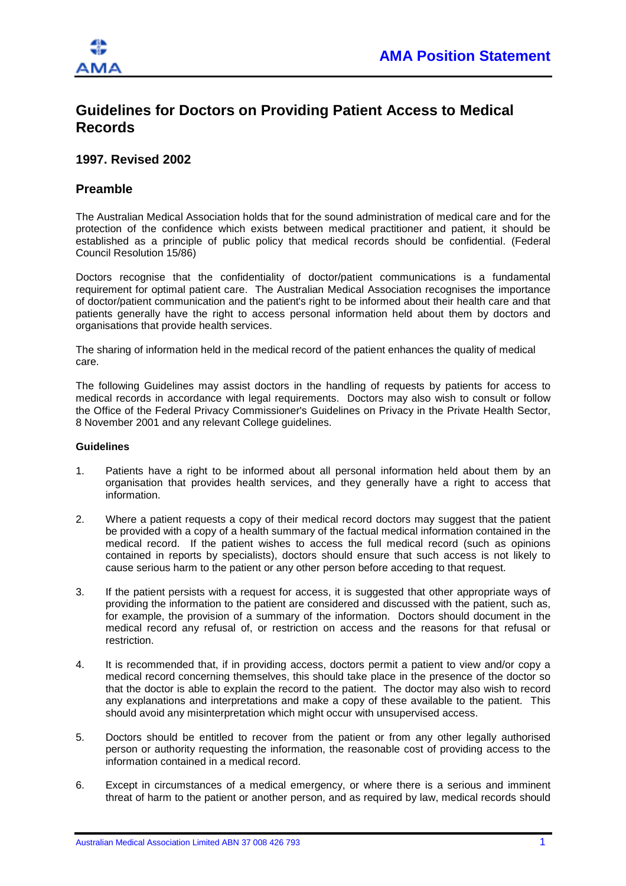AMA Position Statement

# Guidelines for Doctors on Providing Patient Access to Medical Records

## 1997. Revised 2002

## Preamble

The Australian Medical Association holds that for the sound administration of medical care and for the protection of the confidence which exists between medical practitioner and patient, it should be established as a principle of public policy that medical records should be confidential. (Federal Council Resolution 15/86)

Doctors recognise that the confidentiality of doctor/patient communications is a fundamental requirement for optimal patient care. The Australian Medical Association recognises the importance of doctor/patient communication and the patient's right to be informed about their health care and that patients generally have the right to access personal information held about them by doctors and organisations that provide health services.

The sharing of information held in the medical record of the patient enhances the quality of medical care.

The following Guidelines may assist doctors in the handling of requests by patients for access to medical records in accordance with legal requirements. Doctors may also wish to consult or follow the Office of the Federal Privacy Commissioner's Guidelines on Privacy in the Private Health Sector, 8 November 2001 and any relevant College guidelines.

**Guidelines**

1. Patients have a right to be informed about all personal information held about them by an organisation that provides health services, and they generally have a right to access that information.

2. Where a patient requests a copy of their medical record doctors may suggest that the patient be provided with a copy of a health summary of the factual medical information contained in the medical record. If the patient wishes to access the full medical record (such as opinions contained in reports by specialists), doctors should ensure that such access is not likely to cause serious harm to the patient or any other person before acceding to that request.

3. If the patient persists with a request for access, it is suggested that other appropriate ways of providing the information to the patient are considered and discussed with the patient, such as, for example, the provision of a summary of the information. Doctors should document in the medical record any refusal of, or restriction on access and the reasons for that refusal or restriction.

4. It is recommended that, if in providing access, doctors permit a patient to view and/or copy a medical record concerning themselves, this should take place in the presence of the doctor so that the doctor is able to explain the record to the patient. The doctor may also wish to record any explanations and interpretations and make a copy of these available to the patient. This should avoid any misinterpretation which might occur with unsupervised access.

5. Doctors should be entitled to recover from the patient or from any other legally authorised person or authority requesting the information, the reasonable cost of providing access to the information contained in a medical record.

6. Except in circumstances of a medical emergency, or where there is a serious and imminent threat of harm to the patient or another person, and as required by law, medical records should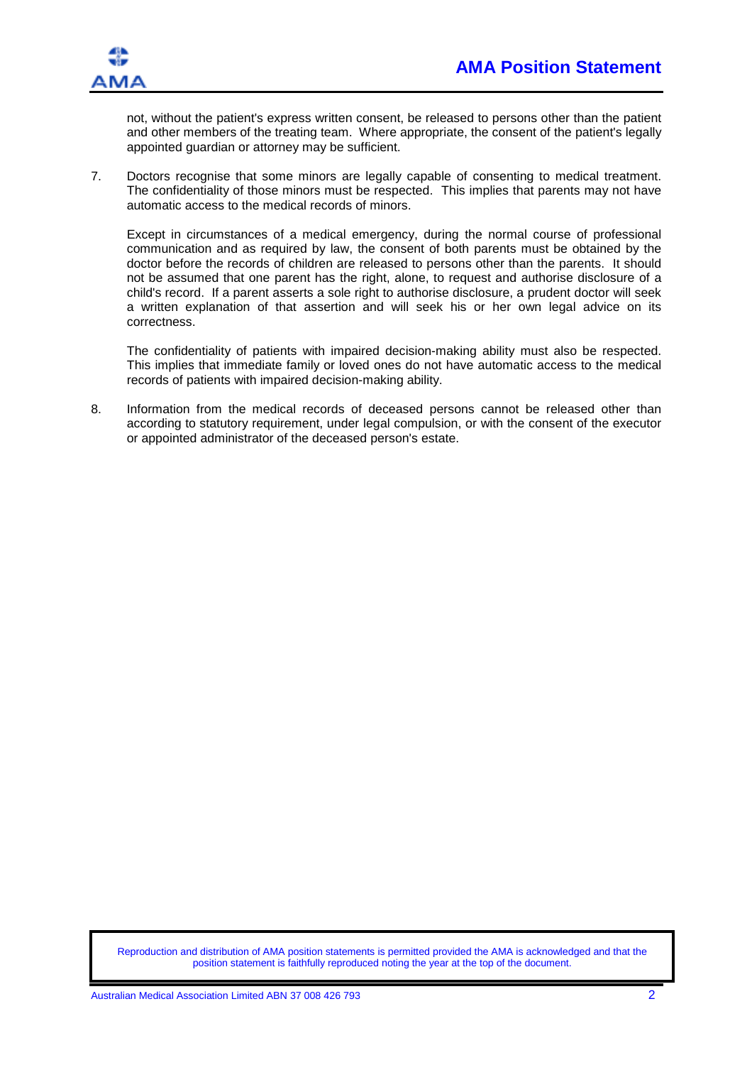not, without the patient's express written consent, be released to persons other than the patient and other members of the treating team. Where appropriate, the consent of the patient's legally appointed guardian or attorney may be sufficient.

7. Doctors recognise that some minors are legally capable of consenting to medical treatment. The confidentiality of those minors must be respected. This implies that parents may not have automatic access to the medical records of minors.

   Except in circumstances of a medical emergency, during the normal course of professional communication and as required by law, the consent of both parents must be obtained by the doctor before the records of children are released to persons other than the parents. It should not be assumed that one parent has the right, alone, to request and authorise disclosure of a child's record. If a parent asserts a sole right to authorise disclosure, a prudent doctor will seek a written explanation of that assertion and will seek his or her own legal advice on its correctness.

   The confidentiality of patients with impaired decision-making ability must also be respected. This implies that immediate family or loved ones do not have automatic access to the medical records of patients with impaired decision-making ability.

8. Information from the medical records of deceased persons cannot be released other than according to statutory requirement, under legal compulsion, or with the consent of the executor or appointed administrator of the deceased person's estate.

Reproduction and distribution of AMA position statements is permitted provided the AMA is acknowledged and that the position statement is faithfully reproduced noting the year at the top of the document.